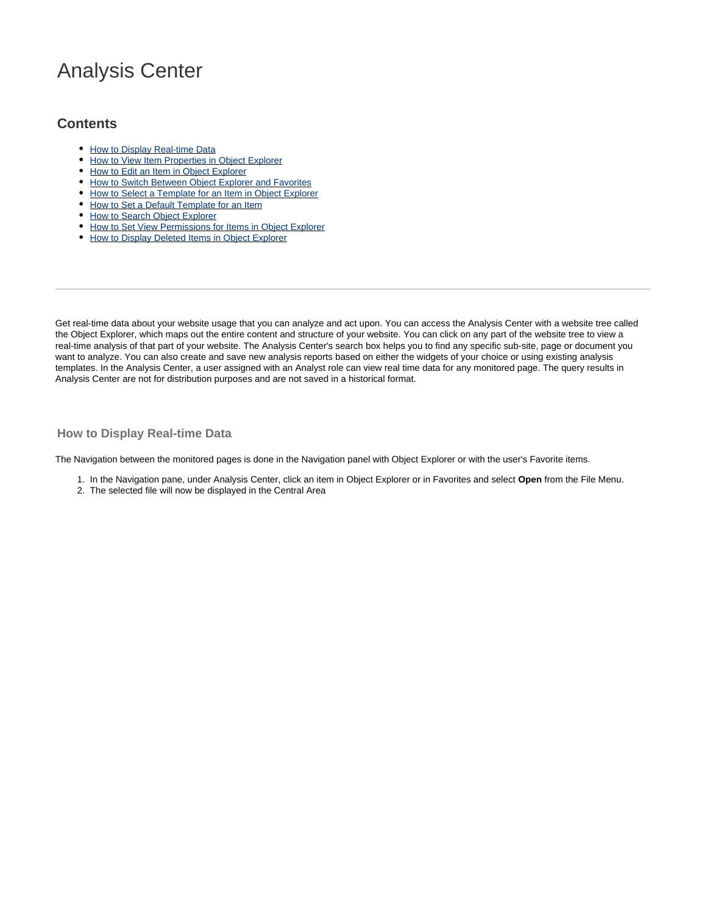# Analysis Center

## Contents

- How to Display Real-time Data
- How to View Item Properties in Object Explorer
- How to Edit an Item in Object Explorer
- How to Switch Between Object Explorer and Favorites
- How to Select a Template for an Item in Object Explorer
- How to Set a Default Template for an Item
- How to Search Object Explorer
- How to Set View Permissions for Items in Object Explorer
- How to Display Deleted Items in Object Explorer

---

Get real-time data about your website usage that you can analyze and act upon. You can access the Analysis Center with a website tree called the Object Explorer, which maps out the entire content and structure of your website. You can click on any part of the website tree to view a real-time analysis of that part of your website. The Analysis Center's search box helps you to find any specific sub-site, page or document you want to analyze. You can also create and save new analysis reports based on either the widgets of your choice or using existing analysis templates. In the Analysis Center, a user assigned with an Analyst role can view real time data for any monitored page. The query results in Analysis Center are not for distribution purposes and are not saved in a historical format.

### How to Display Real-time Data

The Navigation between the monitored pages is done in the Navigation panel with Object Explorer or with the user's Favorite items.

1. In the Navigation pane, under Analysis Center, click an item in Object Explorer or in Favorites and select **Open** from the File Menu.
2. The selected file will now be displayed in the Central Area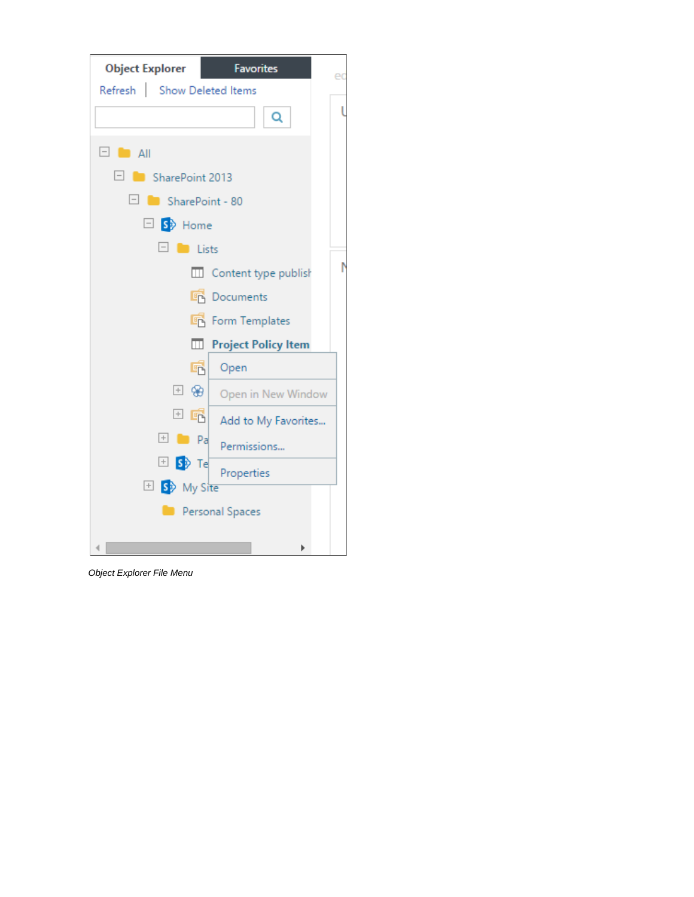*Object Explorer File Menu*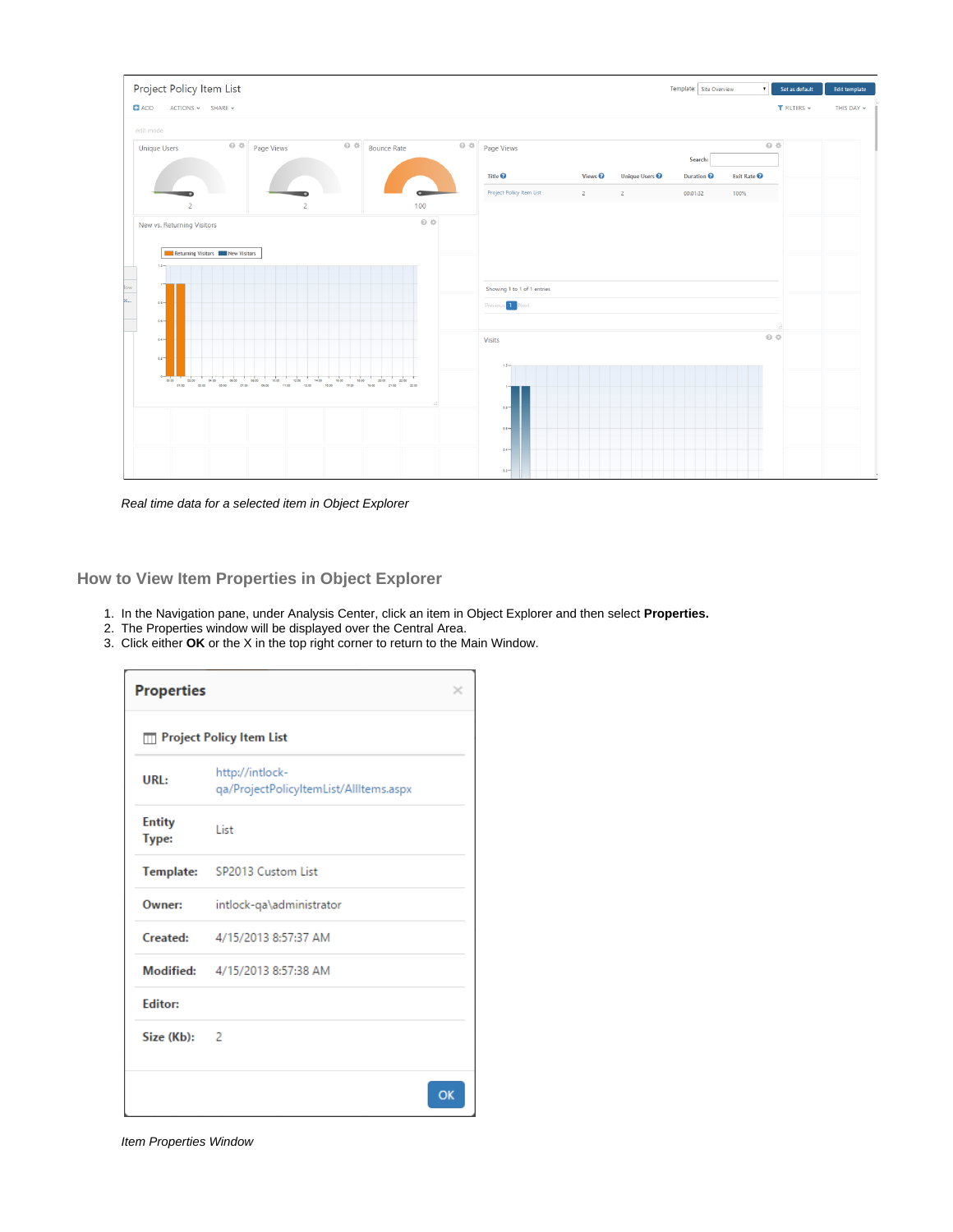*Real time data for a selected item in Object Explorer*

## How to View Item Properties in Object Explorer

1. In the Navigation pane, under Analysis Center, click an item in Object Explorer and then select **Properties.**
2. The Properties window will be displayed over the Central Area.
3. Click either **OK** or the X in the top right corner to return to the Main Window.

*Item Properties Window*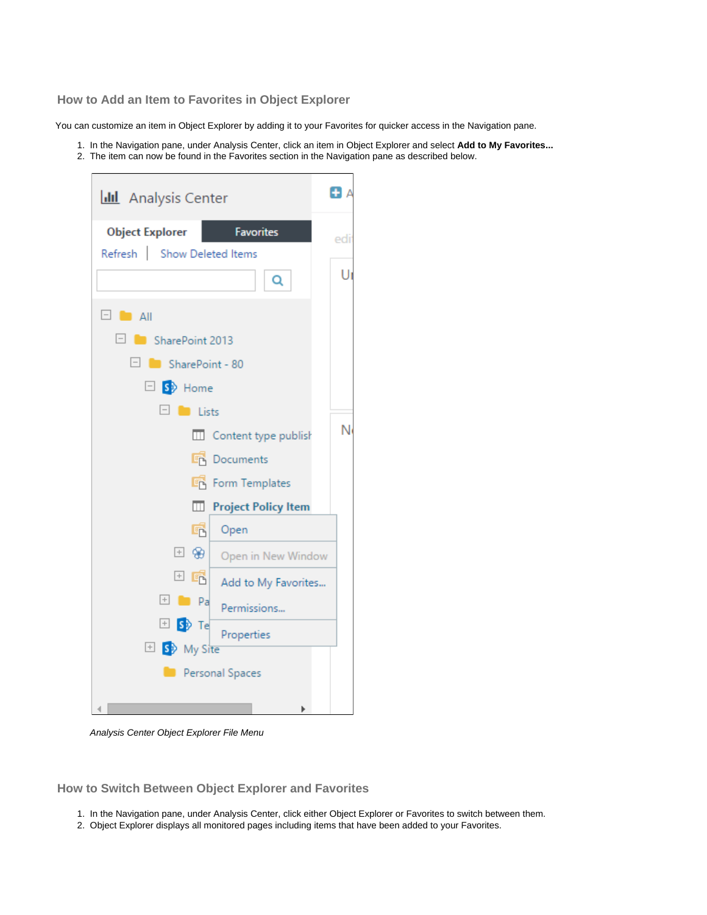## How to Add an Item to Favorites in Object Explorer

You can customize an item in Object Explorer by adding it to your Favorites for quicker access in the Navigation pane.

1. In the Navigation pane, under Analysis Center, click an item in Object Explorer and select **Add to My Favorites...**
2. The item can now be found in the Favorites section in the Navigation pane as described below.

*Analysis Center Object Explorer File Menu*

## How to Switch Between Object Explorer and Favorites

1. In the Navigation pane, under Analysis Center, click either Object Explorer or Favorites to switch between them.
2. Object Explorer displays all monitored pages including items that have been added to your Favorites.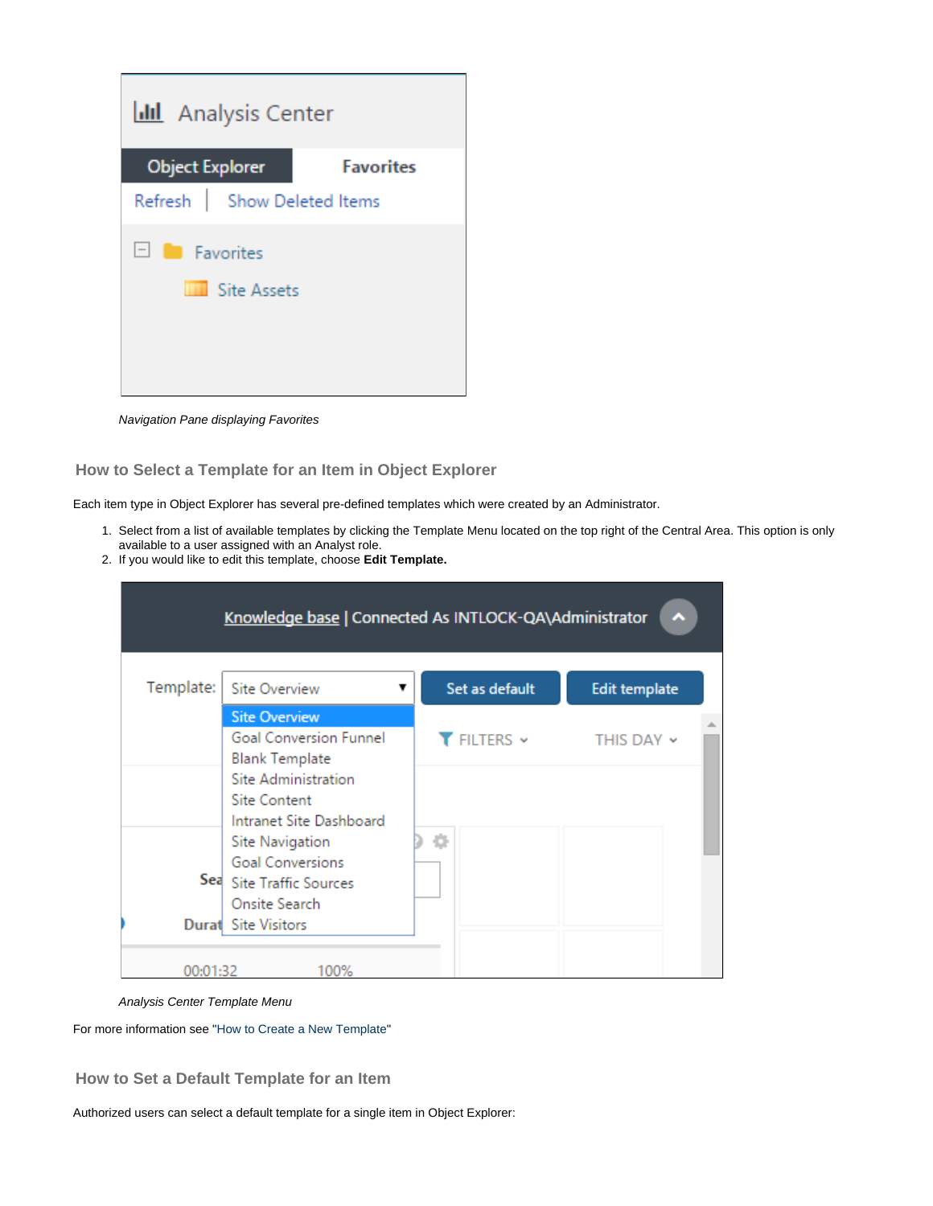*Navigation Pane displaying Favorites*

### How to Select a Template for an Item in Object Explorer

Each item type in Object Explorer has several pre-defined templates which were created by an Administrator.

1. Select from a list of available templates by clicking the Template Menu located on the top right of the Central Area. This option is only available to a user assigned with an Analyst role.
2. If you would like to edit this template, choose **Edit Template.**

*Analysis Center Template Menu*

For more information see "How to Create a New Template"

### How to Set a Default Template for an Item

Authorized users can select a default template for a single item in Object Explorer: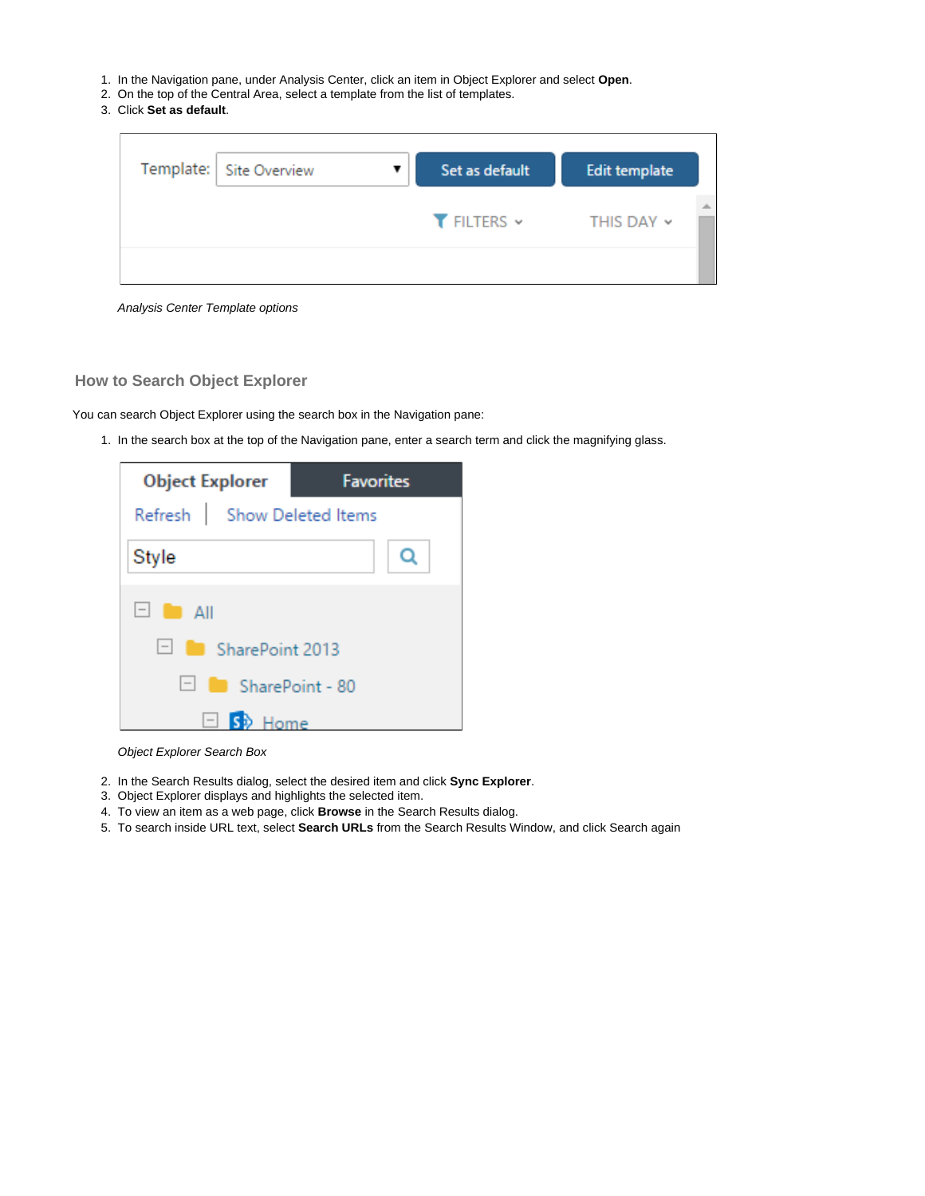1. In the Navigation pane, under Analysis Center, click an item in Object Explorer and select **Open**.
2. On the top of the Central Area, select a template from the list of templates.
3. Click **Set as default**.

*Analysis Center Template options*

### How to Search Object Explorer

You can search Object Explorer using the search box in the Navigation pane:

1. In the search box at the top of the Navigation pane, enter a search term and click the magnifying glass.

*Object Explorer Search Box*

2. In the Search Results dialog, select the desired item and click **Sync Explorer**.
3. Object Explorer displays and highlights the selected item.
4. To view an item as a web page, click **Browse** in the Search Results dialog.
5. To search inside URL text, select **Search URLs** from the Search Results Window, and click Search again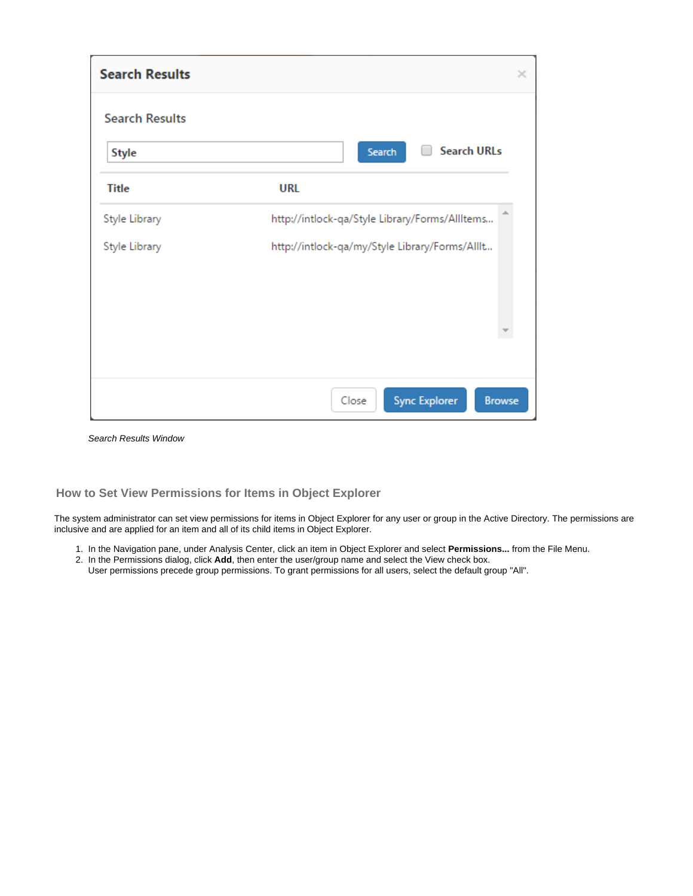*Search Results Window*

## How to Set View Permissions for Items in Object Explorer

The system administrator can set view permissions for items in Object Explorer for any user or group in the Active Directory. The permissions are inclusive and are applied for an item and all of its child items in Object Explorer.

1. In the Navigation pane, under Analysis Center, click an item in Object Explorer and select **Permissions...** from the File Menu.
2. In the Permissions dialog, click **Add**, then enter the user/group name and select the View check box.
   User permissions precede group permissions. To grant permissions for all users, select the default group "All".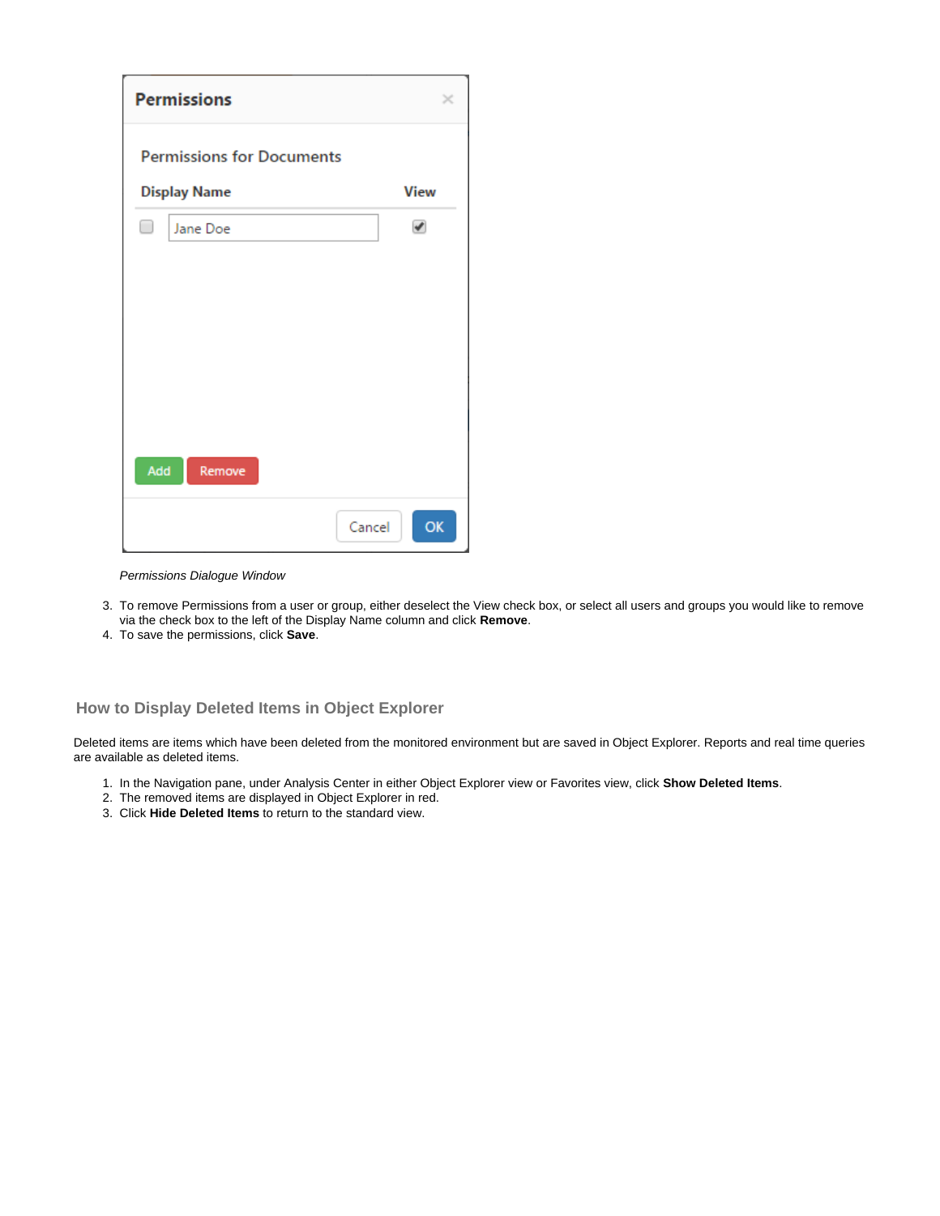Permissions

Permissions for Documents

Display Name

View

Jane Doe

Add

Remove

Cancel

OK

*Permissions Dialogue Window*

3. To remove Permissions from a user or group, either deselect the View check box, or select all users and groups you would like to remove via the check box to the left of the Display Name column and click **Remove**.
4. To save the permissions, click **Save**.

## How to Display Deleted Items in Object Explorer

Deleted items are items which have been deleted from the monitored environment but are saved in Object Explorer. Reports and real time queries are available as deleted items.

1. In the Navigation pane, under Analysis Center in either Object Explorer view or Favorites view, click **Show Deleted Items**.
2. The removed items are displayed in Object Explorer in red.
3. Click **Hide Deleted Items** to return to the standard view.